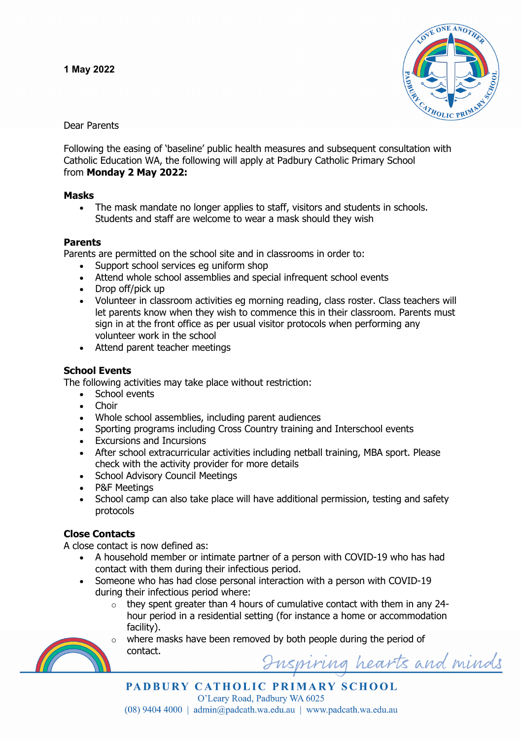**1 May 2022**

Dear Parents

Following the easing of 'baseline' public health measures and subsequent consultation with Catholic Education WA, the following will apply at Padbury Catholic Primary School from **Monday 2 May 2022:**

**Masks**

- The mask mandate no longer applies to staff, visitors and students in schools. Students and staff are welcome to wear a mask should they wish

**Parents**

Parents are permitted on the school site and in classrooms in order to:

- Support school services eg uniform shop
- Attend whole school assemblies and special infrequent school events
- Drop off/pick up
- Volunteer in classroom activities eg morning reading, class roster. Class teachers will let parents know when they wish to commence this in their classroom. Parents must sign in at the front office as per usual visitor protocols when performing any volunteer work in the school
- Attend parent teacher meetings

**School Events**

The following activities may take place without restriction:

- School events
- Choir
- Whole school assemblies, including parent audiences
- Sporting programs including Cross Country training and Interschool events
- Excursions and Incursions
- After school extracurricular activities including netball training, MBA sport. Please check with the activity provider for more details
- School Advisory Council Meetings
- P&F Meetings
- School camp can also take place will have additional permission, testing and safety protocols

**Close Contacts**

A close contact is now defined as:

- A household member or intimate partner of a person with COVID-19 who has had contact with them during their infectious period.
- Someone who has had close personal interaction with a person with COVID-19 during their infectious period where:
    - they spent greater than 4 hours of cumulative contact with them in any 24-hour period in a residential setting (for instance a home or accommodation facility).
    - where masks have been removed by both people during the period of contact.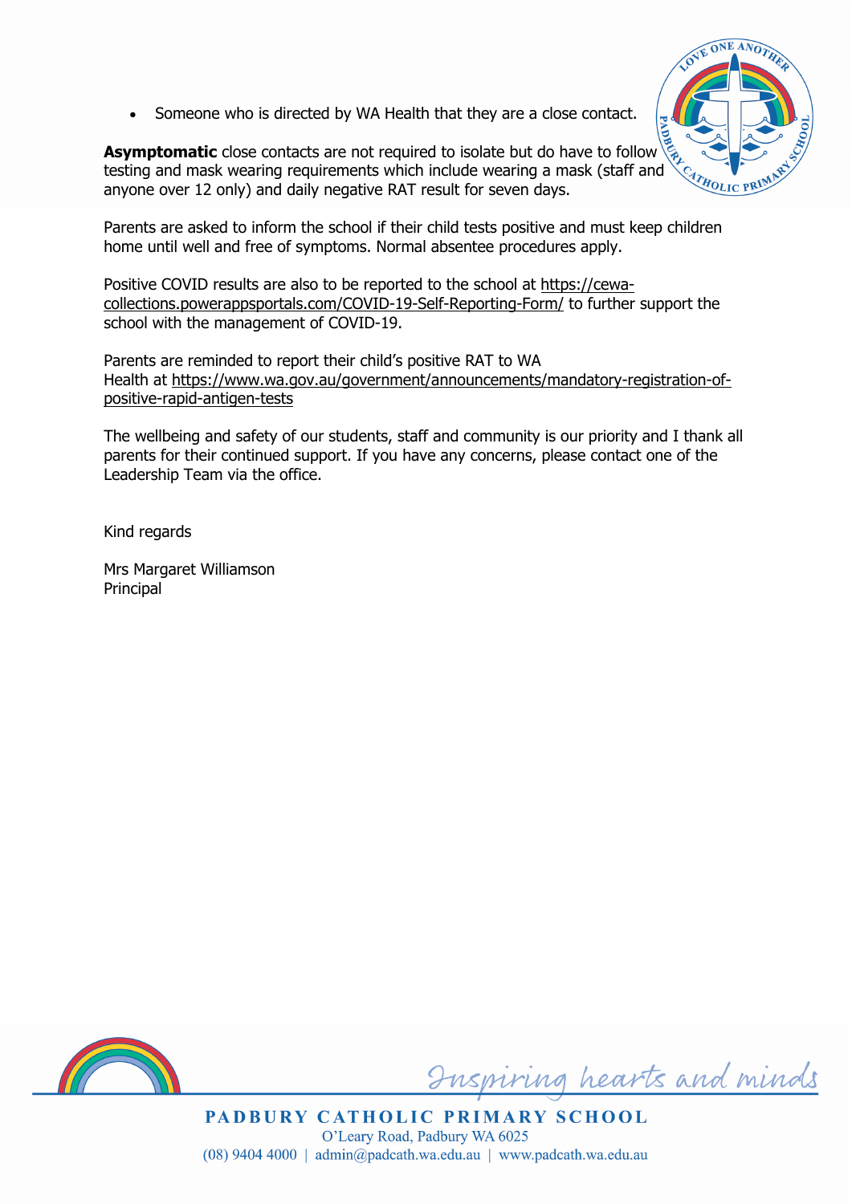- Someone who is directed by WA Health that they are a close contact.

**Asymptomatic** close contacts are not required to isolate but do have to follow testing and mask wearing requirements which include wearing a mask (staff and anyone over 12 only) and daily negative RAT result for seven days.

Parents are asked to inform the school if their child tests positive and must keep children home until well and free of symptoms. Normal absentee procedures apply.

Positive COVID results are also to be reported to the school at https://cewa-collections.powerappsportals.com/COVID-19-Self-Reporting-Form/ to further support the school with the management of COVID-19.

Parents are reminded to report their child's positive RAT to WA Health at https://www.wa.gov.au/government/announcements/mandatory-registration-of-positive-rapid-antigen-tests

The wellbeing and safety of our students, staff and community is our priority and I thank all parents for their continued support. If you have any concerns, please contact one of the Leadership Team via the office.

Kind regards

Mrs Margaret Williamson
Principal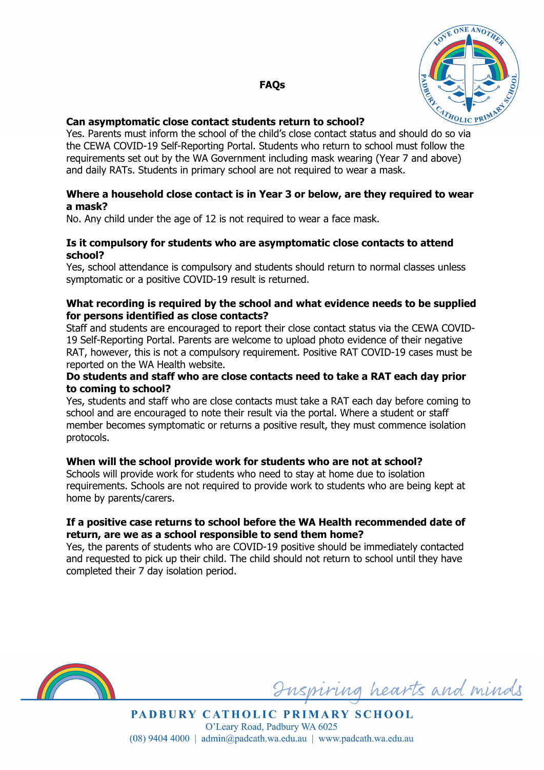# FAQs

**Can asymptomatic close contact students return to school?**
Yes. Parents must inform the school of the child's close contact status and should do so via the CEWA COVID-19 Self-Reporting Portal. Students who return to school must follow the requirements set out by the WA Government including mask wearing (Year 7 and above) and daily RATs. Students in primary school are not required to wear a mask.

**Where a household close contact is in Year 3 or below, are they required to wear a mask?**
No. Any child under the age of 12 is not required to wear a face mask.

**Is it compulsory for students who are asymptomatic close contacts to attend school?**
Yes, school attendance is compulsory and students should return to normal classes unless symptomatic or a positive COVID-19 result is returned.

**What recording is required by the school and what evidence needs to be supplied for persons identified as close contacts?**
Staff and students are encouraged to report their close contact status via the CEWA COVID-19 Self-Reporting Portal. Parents are welcome to upload photo evidence of their negative RAT, however, this is not a compulsory requirement. Positive RAT COVID-19 cases must be reported on the WA Health website.

**Do students and staff who are close contacts need to take a RAT each day prior to coming to school?**
Yes, students and staff who are close contacts must take a RAT each day before coming to school and are encouraged to note their result via the portal. Where a student or staff member becomes symptomatic or returns a positive result, they must commence isolation protocols.

**When will the school provide work for students who are not at school?**
Schools will provide work for students who need to stay at home due to isolation requirements. Schools are not required to provide work to students who are being kept at home by parents/carers.

**If a positive case returns to school before the WA Health recommended date of return, are we as a school responsible to send them home?**
Yes, the parents of students who are COVID-19 positive should be immediately contacted and requested to pick up their child. The child should not return to school until they have completed their 7 day isolation period.